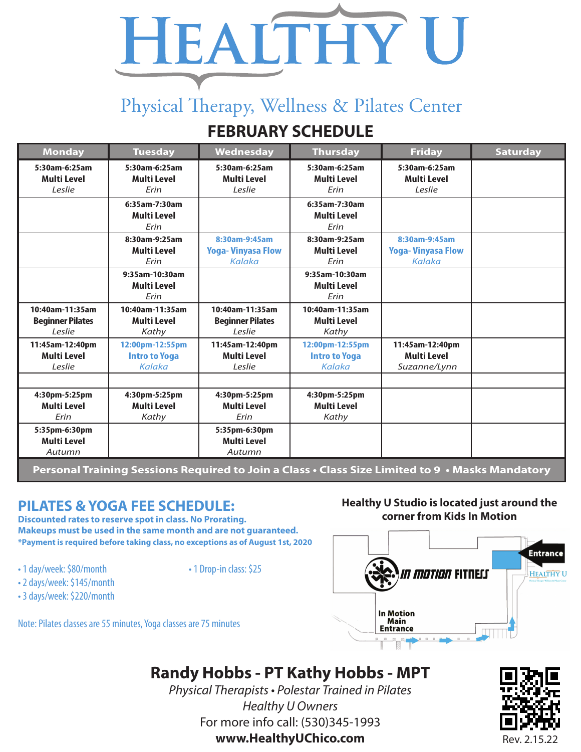# HEALTHY U

Physical Therapy, Wellness & Pilates Center

## FEBRUARY SCHEDULE

| Monday | Tuesday | Wednesday | Thursday | Friday | Saturday |
|---|---|---|---|---|---|
| **5:30am-6:25am** **Multi Level** *Leslie* | **5:30am-6:25am** **Multi Level** *Erin* | **5:30am-6:25am** **Multi Level** *Leslie* | **5:30am-6:25am** **Multi Level** *Erin* | **5:30am-6:25am** **Multi Level** *Leslie* | |
| | **6:35am-7:30am** **Multi Level** *Erin* | | **6:35am-7:30am** **Multi Level** *Erin* | | |
| | **8:30am-9:25am** **Multi Level** *Erin* | **8:30am-9:45am** **Yoga- Vinyasa Flow** *Kalaka* | **8:30am-9:25am** **Multi Level** *Erin* | **8:30am-9:45am** **Yoga- Vinyasa Flow** *Kalaka* | |
| | **9:35am-10:30am** **Multi Level** *Erin* | | **9:35am-10:30am** **Multi Level** *Erin* | | |
| **10:40am-11:35am** **Beginner Pilates** *Leslie* | **10:40am-11:35am** **Multi Level** *Kathy* | **10:40am-11:35am** **Beginner Pilates** *Leslie* | **10:40am-11:35am** **Multi Level** *Kathy* | | |
| **11:45am-12:40pm** **Multi Level** *Leslie* | **12:00pm-12:55pm** **Intro to Yoga** *Kalaka* | **11:45am-12:40pm** **Multi Level** *Leslie* | **12:00pm-12:55pm** **Intro to Yoga** *Kalaka* | **11:45am-12:40pm** **Multi Level** *Suzanne/Lynn* | |
| | | | | | |
| **4:30pm-5:25pm** **Multi Level** *Erin* | **4:30pm-5:25pm** **Multi Level** *Kathy* | **4:30pm-5:25pm** **Multi Level** *Erin* | **4:30pm-5:25pm** **Multi Level** *Kathy* | | |
| **5:35pm-6:30pm** **Multi Level** *Autumn* | | **5:35pm-6:30pm** **Multi Level** *Autumn* | | | |

**Personal Training Sessions Required to Join a Class • Class Size Limited to 9 • Masks Mandatory**

## PILATES & YOGA FEE SCHEDULE:

**Discounted rates to reserve spot in class. No Prorating.**
**Makeups must be used in the same month and are not guaranteed.**
***Payment is required before taking class, no exceptions as of August 1st, 2020**

- 1 day/week: $80/month
- 2 days/week: $145/month
- 3 days/week: $220/month
- 1 Drop-in class: $25

Note: Pilates classes are 55 minutes, Yoga classes are 75 minutes

**Healthy U Studio is located just around the corner from Kids In Motion**

Entrance

HEALTHY U

IN MOTION FITNESS

In Motion Main Entrance

## Randy Hobbs - PT Kathy Hobbs - MPT

*Physical Therapists • Polestar Trained in Pilates*
*Healthy U Owners*
For more info call: (530)345-1993
**www.HealthyUChico.com**

Rev. 2.15.22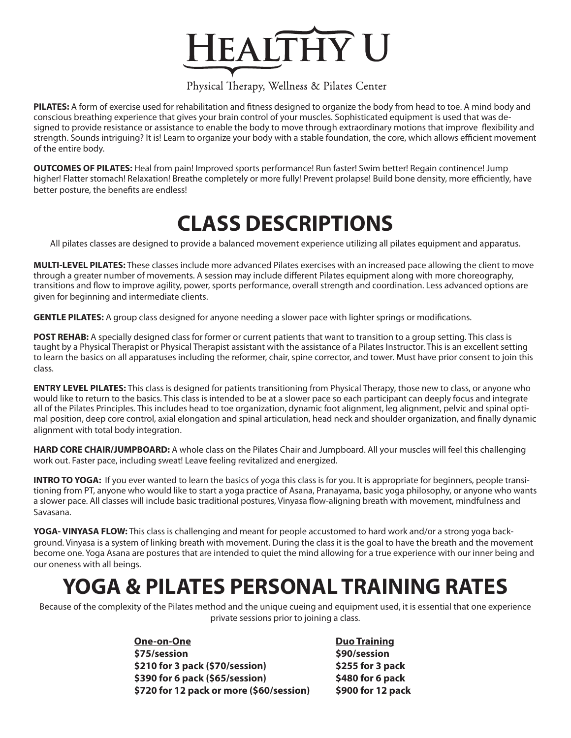# HEALTHY U

Physical Therapy, Wellness & Pilates Center

**PILATES:** A form of exercise used for rehabilitation and fitness designed to organize the body from head to toe. A mind body and conscious breathing experience that gives your brain control of your muscles. Sophisticated equipment is used that was designed to provide resistance or assistance to enable the body to move through extraordinary motions that improve flexibility and strength. Sounds intriguing? It is! Learn to organize your body with a stable foundation, the core, which allows efficient movement of the entire body.

**OUTCOMES OF PILATES:** Heal from pain! Improved sports performance! Run faster! Swim better! Regain continence! Jump higher! Flatter stomach! Relaxation! Breathe completely or more fully! Prevent prolapse! Build bone density, more efficiently, have better posture, the benefits are endless!

## CLASS DESCRIPTIONS

All pilates classes are designed to provide a balanced movement experience utilizing all pilates equipment and apparatus.

**MULTI-LEVEL PILATES:** These classes include more advanced Pilates exercises with an increased pace allowing the client to move through a greater number of movements. A session may include different Pilates equipment along with more choreography, transitions and flow to improve agility, power, sports performance, overall strength and coordination. Less advanced options are given for beginning and intermediate clients.

**GENTLE PILATES:** A group class designed for anyone needing a slower pace with lighter springs or modifications.

**POST REHAB:** A specially designed class for former or current patients that want to transition to a group setting. This class is taught by a Physical Therapist or Physical Therapist assistant with the assistance of a Pilates Instructor. This is an excellent setting to learn the basics on all apparatuses including the reformer, chair, spine corrector, and tower. Must have prior consent to join this class.

**ENTRY LEVEL PILATES:** This class is designed for patients transitioning from Physical Therapy, those new to class, or anyone who would like to return to the basics. This class is intended to be at a slower pace so each participant can deeply focus and integrate all of the Pilates Principles. This includes head to toe organization, dynamic foot alignment, leg alignment, pelvic and spinal optimal position, deep core control, axial elongation and spinal articulation, head neck and shoulder organization, and finally dynamic alignment with total body integration.

**HARD CORE CHAIR/JUMPBOARD:** A whole class on the Pilates Chair and Jumpboard. All your muscles will feel this challenging work out. Faster pace, including sweat! Leave feeling revitalized and energized.

**INTRO TO YOGA:** If you ever wanted to learn the basics of yoga this class is for you. It is appropriate for beginners, people transitioning from PT, anyone who would like to start a yoga practice of Asana, Pranayama, basic yoga philosophy, or anyone who wants a slower pace. All classes will include basic traditional postures, Vinyasa flow-aligning breath with movement, mindfulness and Savasana.

**YOGA- VINYASA FLOW:** This class is challenging and meant for people accustomed to hard work and/or a strong yoga background. Vinyasa is a system of linking breath with movement. During the class it is the goal to have the breath and the movement become one. Yoga Asana are postures that are intended to quiet the mind allowing for a true experience with our inner being and our oneness with all beings.

## YOGA & PILATES PERSONAL TRAINING RATES

Because of the complexity of the Pilates method and the unique cueing and equipment used, it is essential that one experience private sessions prior to joining a class.

| One-on-One | Duo Training |
|---|---|
| **$75/session** | **$90/session** |
| **$210 for 3 pack ($70/session)** | **$255 for 3 pack** |
| **$390 for 6 pack ($65/session)** | **$480 for 6 pack** |
| **$720 for 12 pack or more ($60/session)** | **$900 for 12 pack** |